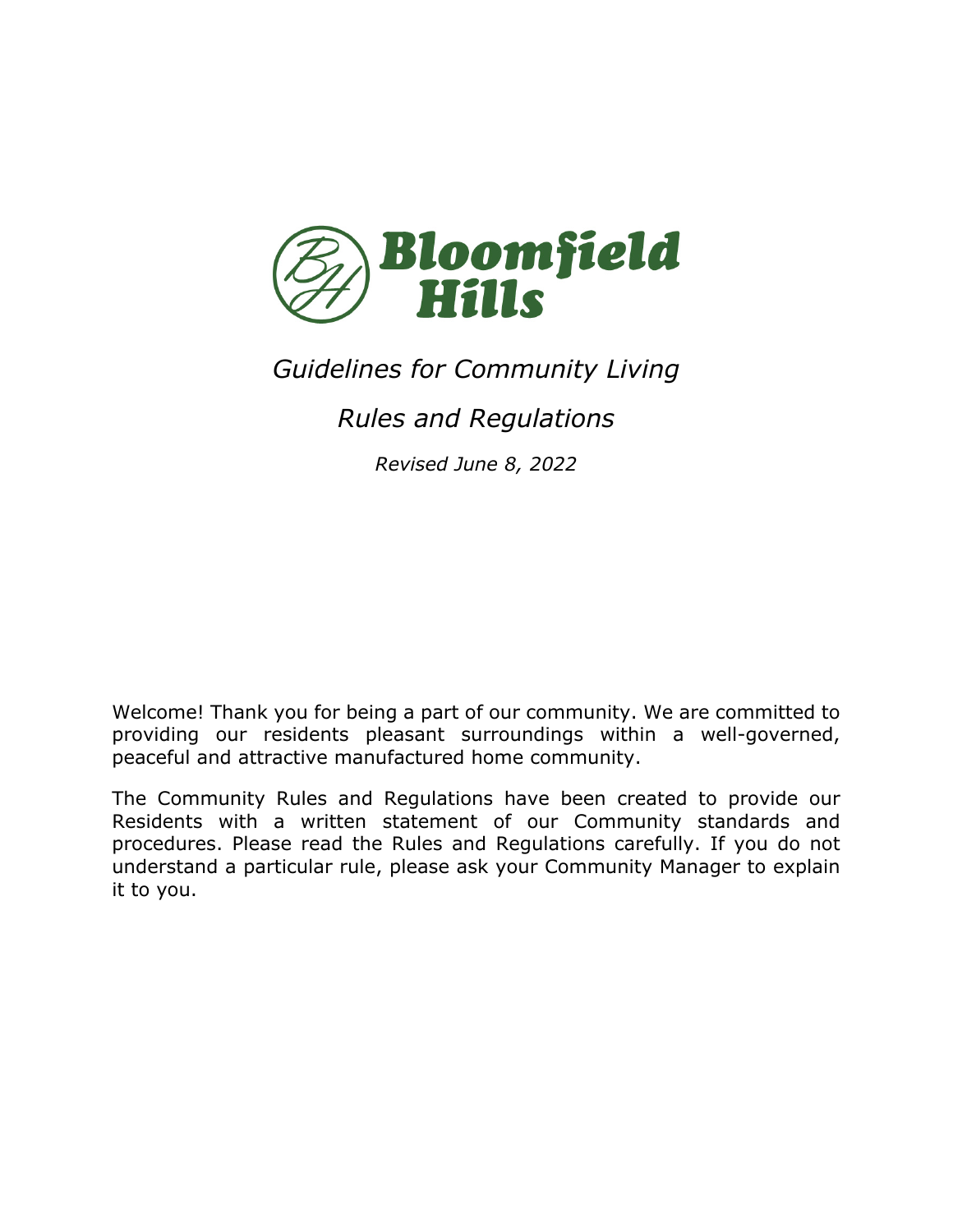# Bloomfield Hills

*Guidelines for Community Living*

*Rules and Regulations*

*Revised June 8, 2022*

Welcome! Thank you for being a part of our community. We are committed to providing our residents pleasant surroundings within a well-governed, peaceful and attractive manufactured home community.

The Community Rules and Regulations have been created to provide our Residents with a written statement of our Community standards and procedures. Please read the Rules and Regulations carefully. If you do not understand a particular rule, please ask your Community Manager to explain it to you.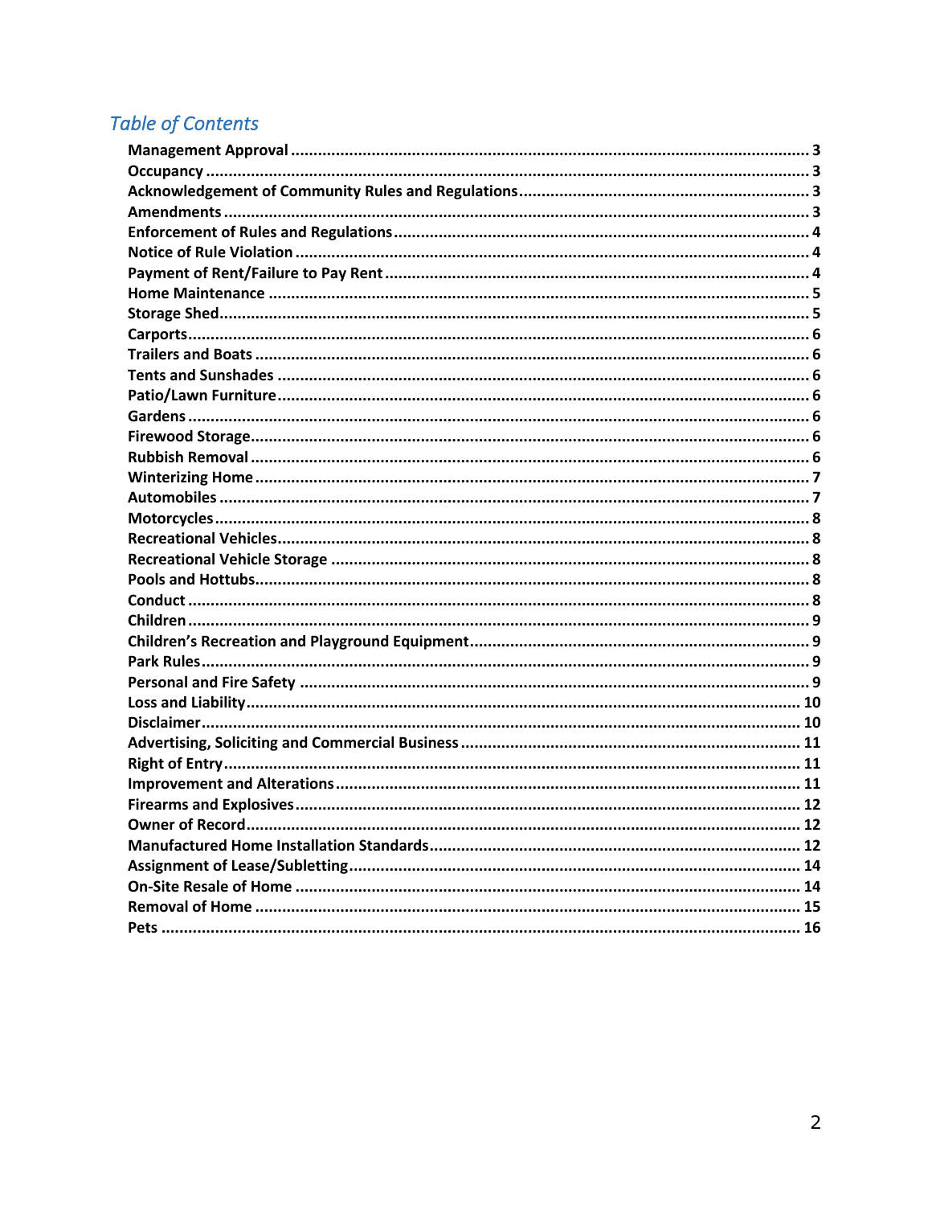## *Table of Contents*

**Management Approval** ............ 3
**Occupancy** ............ 3
**Acknowledgement of Community Rules and Regulations** ............ 3
**Amendments** ............ 3
**Enforcement of Rules and Regulations** ............ 4
**Notice of Rule Violation** ............ 4
**Payment of Rent/Failure to Pay Rent** ............ 4
**Home Maintenance** ............ 5
**Storage Shed** ............ 5
**Carports** ............ 6
**Trailers and Boats** ............ 6
**Tents and Sunshades** ............ 6
**Patio/Lawn Furniture** ............ 6
**Gardens** ............ 6
**Firewood Storage** ............ 6
**Rubbish Removal** ............ 6
**Winterizing Home** ............ 7
**Automobiles** ............ 7
**Motorcycles** ............ 8
**Recreational Vehicles** ............ 8
**Recreational Vehicle Storage** ............ 8
**Pools and Hottubs** ............ 8
**Conduct** ............ 8
**Children** ............ 9
**Children's Recreation and Playground Equipment** ............ 9
**Park Rules** ............ 9
**Personal and Fire Safety** ............ 9
**Loss and Liability** ............ 10
**Disclaimer** ............ 10
**Advertising, Soliciting and Commercial Business** ............ 11
**Right of Entry** ............ 11
**Improvement and Alterations** ............ 11
**Firearms and Explosives** ............ 12
**Owner of Record** ............ 12
**Manufactured Home Installation Standards** ............ 12
**Assignment of Lease/Subletting** ............ 14
**On-Site Resale of Home** ............ 14
**Removal of Home** ............ 15
**Pets** ............ 16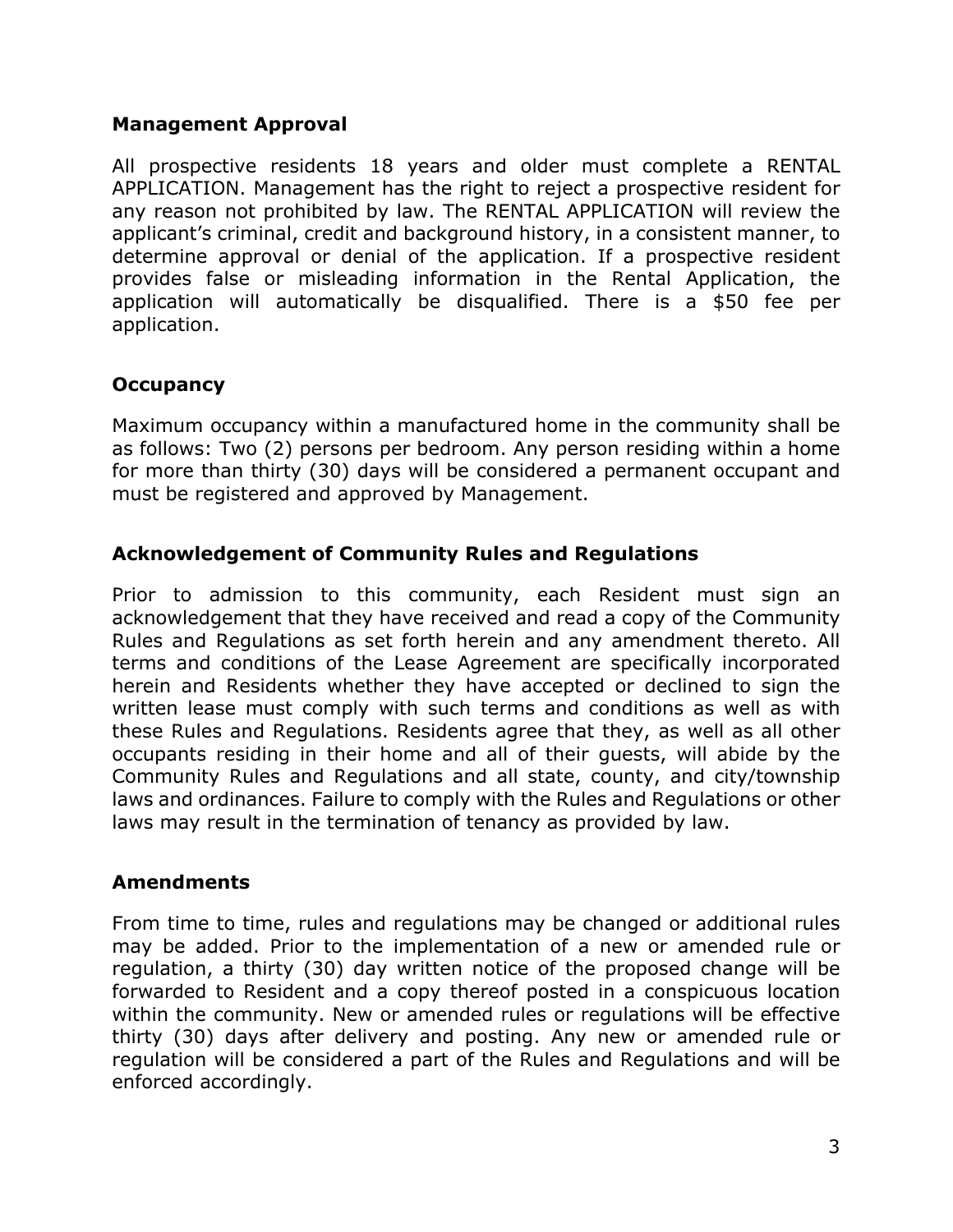### Management Approval

All prospective residents 18 years and older must complete a RENTAL APPLICATION. Management has the right to reject a prospective resident for any reason not prohibited by law. The RENTAL APPLICATION will review the applicant's criminal, credit and background history, in a consistent manner, to determine approval or denial of the application. If a prospective resident provides false or misleading information in the Rental Application, the application will automatically be disqualified. There is a $50 fee per application.

### Occupancy

Maximum occupancy within a manufactured home in the community shall be as follows: Two (2) persons per bedroom. Any person residing within a home for more than thirty (30) days will be considered a permanent occupant and must be registered and approved by Management.

### Acknowledgement of Community Rules and Regulations

Prior to admission to this community, each Resident must sign an acknowledgement that they have received and read a copy of the Community Rules and Regulations as set forth herein and any amendment thereto. All terms and conditions of the Lease Agreement are specifically incorporated herein and Residents whether they have accepted or declined to sign the written lease must comply with such terms and conditions as well as with these Rules and Regulations. Residents agree that they, as well as all other occupants residing in their home and all of their guests, will abide by the Community Rules and Regulations and all state, county, and city/township laws and ordinances. Failure to comply with the Rules and Regulations or other laws may result in the termination of tenancy as provided by law.

### Amendments

From time to time, rules and regulations may be changed or additional rules may be added. Prior to the implementation of a new or amended rule or regulation, a thirty (30) day written notice of the proposed change will be forwarded to Resident and a copy thereof posted in a conspicuous location within the community. New or amended rules or regulations will be effective thirty (30) days after delivery and posting. Any new or amended rule or regulation will be considered a part of the Rules and Regulations and will be enforced accordingly.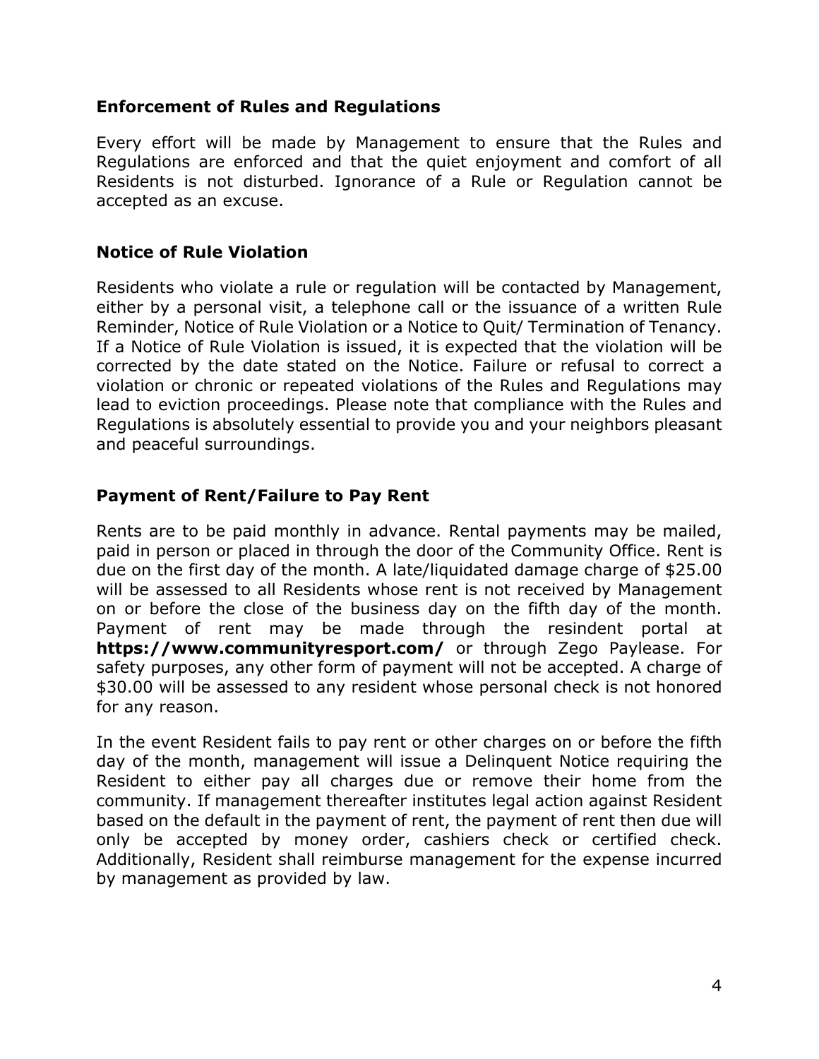### Enforcement of Rules and Regulations

Every effort will be made by Management to ensure that the Rules and Regulations are enforced and that the quiet enjoyment and comfort of all Residents is not disturbed. Ignorance of a Rule or Regulation cannot be accepted as an excuse.

### Notice of Rule Violation

Residents who violate a rule or regulation will be contacted by Management, either by a personal visit, a telephone call or the issuance of a written Rule Reminder, Notice of Rule Violation or a Notice to Quit/ Termination of Tenancy. If a Notice of Rule Violation is issued, it is expected that the violation will be corrected by the date stated on the Notice. Failure or refusal to correct a violation or chronic or repeated violations of the Rules and Regulations may lead to eviction proceedings. Please note that compliance with the Rules and Regulations is absolutely essential to provide you and your neighbors pleasant and peaceful surroundings.

### Payment of Rent/Failure to Pay Rent

Rents are to be paid monthly in advance. Rental payments may be mailed, paid in person or placed in through the door of the Community Office. Rent is due on the first day of the month. A late/liquidated damage charge of $25.00 will be assessed to all Residents whose rent is not received by Management on or before the close of the business day on the fifth day of the month. Payment of rent may be made through the resindent portal at **https://www.communityresport.com/** or through Zego Paylease. For safety purposes, any other form of payment will not be accepted. A charge of $30.00 will be assessed to any resident whose personal check is not honored for any reason.

In the event Resident fails to pay rent or other charges on or before the fifth day of the month, management will issue a Delinquent Notice requiring the Resident to either pay all charges due or remove their home from the community. If management thereafter institutes legal action against Resident based on the default in the payment of rent, the payment of rent then due will only be accepted by money order, cashiers check or certified check. Additionally, Resident shall reimburse management for the expense incurred by management as provided by law.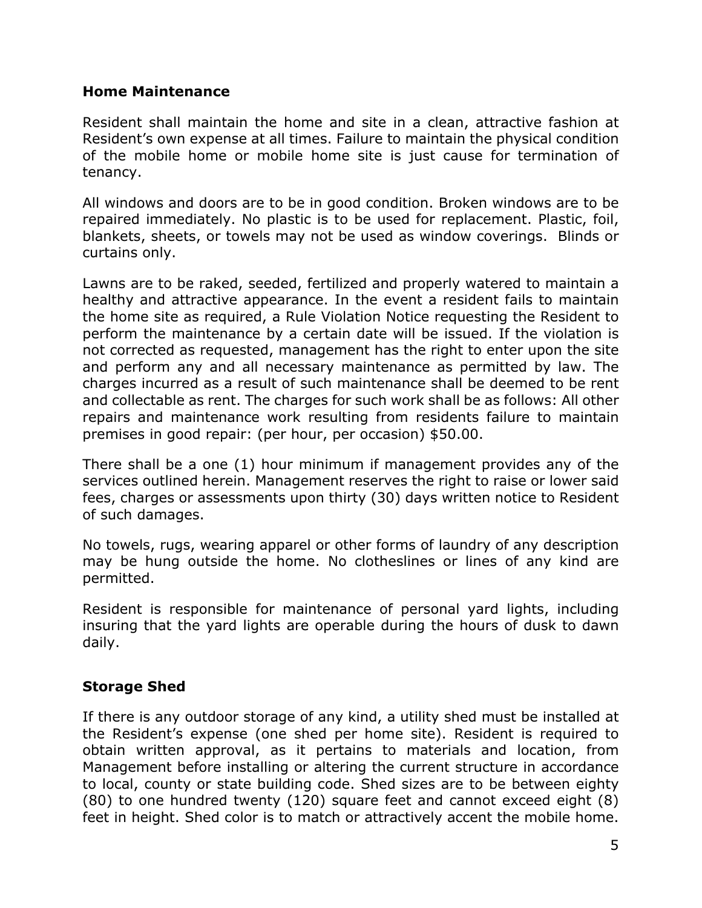## Home Maintenance

Resident shall maintain the home and site in a clean, attractive fashion at Resident's own expense at all times. Failure to maintain the physical condition of the mobile home or mobile home site is just cause for termination of tenancy.

All windows and doors are to be in good condition. Broken windows are to be repaired immediately. No plastic is to be used for replacement. Plastic, foil, blankets, sheets, or towels may not be used as window coverings. Blinds or curtains only.

Lawns are to be raked, seeded, fertilized and properly watered to maintain a healthy and attractive appearance. In the event a resident fails to maintain the home site as required, a Rule Violation Notice requesting the Resident to perform the maintenance by a certain date will be issued. If the violation is not corrected as requested, management has the right to enter upon the site and perform any and all necessary maintenance as permitted by law. The charges incurred as a result of such maintenance shall be deemed to be rent and collectable as rent. The charges for such work shall be as follows: All other repairs and maintenance work resulting from residents failure to maintain premises in good repair: (per hour, per occasion) $50.00.

There shall be a one (1) hour minimum if management provides any of the services outlined herein. Management reserves the right to raise or lower said fees, charges or assessments upon thirty (30) days written notice to Resident of such damages.

No towels, rugs, wearing apparel or other forms of laundry of any description may be hung outside the home. No clotheslines or lines of any kind are permitted.

Resident is responsible for maintenance of personal yard lights, including insuring that the yard lights are operable during the hours of dusk to dawn daily.

## Storage Shed

If there is any outdoor storage of any kind, a utility shed must be installed at the Resident's expense (one shed per home site). Resident is required to obtain written approval, as it pertains to materials and location, from Management before installing or altering the current structure in accordance to local, county or state building code. Shed sizes are to be between eighty (80) to one hundred twenty (120) square feet and cannot exceed eight (8) feet in height. Shed color is to match or attractively accent the mobile home.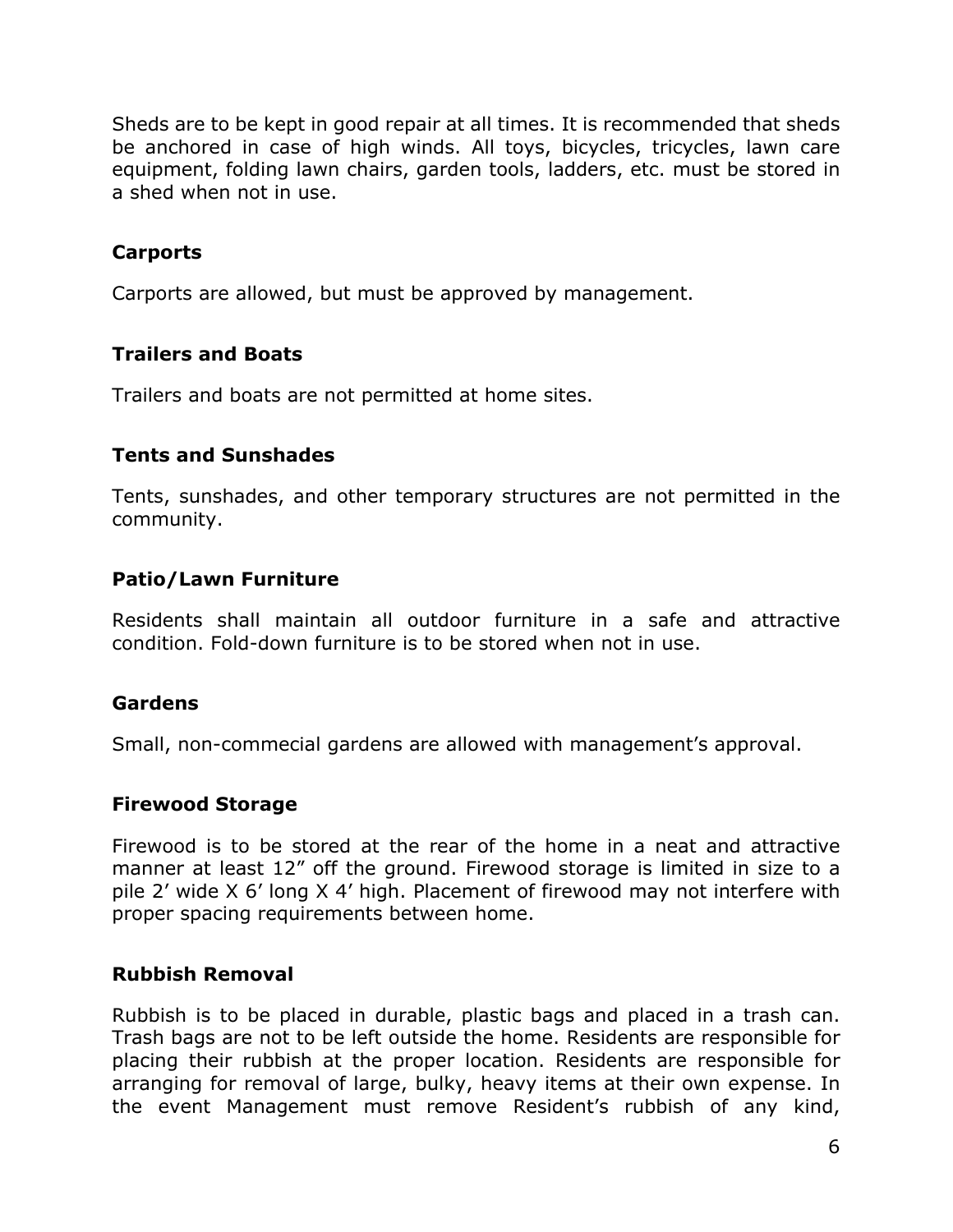Sheds are to be kept in good repair at all times. It is recommended that sheds be anchored in case of high winds. All toys, bicycles, tricycles, lawn care equipment, folding lawn chairs, garden tools, ladders, etc. must be stored in a shed when not in use.

### Carports

Carports are allowed, but must be approved by management.

### Trailers and Boats

Trailers and boats are not permitted at home sites.

### Tents and Sunshades

Tents, sunshades, and other temporary structures are not permitted in the community.

### Patio/Lawn Furniture

Residents shall maintain all outdoor furniture in a safe and attractive condition. Fold-down furniture is to be stored when not in use.

### Gardens

Small, non-commecial gardens are allowed with management's approval.

### Firewood Storage

Firewood is to be stored at the rear of the home in a neat and attractive manner at least 12" off the ground. Firewood storage is limited in size to a pile 2' wide X 6' long X 4' high. Placement of firewood may not interfere with proper spacing requirements between home.

### Rubbish Removal

Rubbish is to be placed in durable, plastic bags and placed in a trash can. Trash bags are not to be left outside the home. Residents are responsible for placing their rubbish at the proper location. Residents are responsible for arranging for removal of large, bulky, heavy items at their own expense. In the event Management must remove Resident's rubbish of any kind,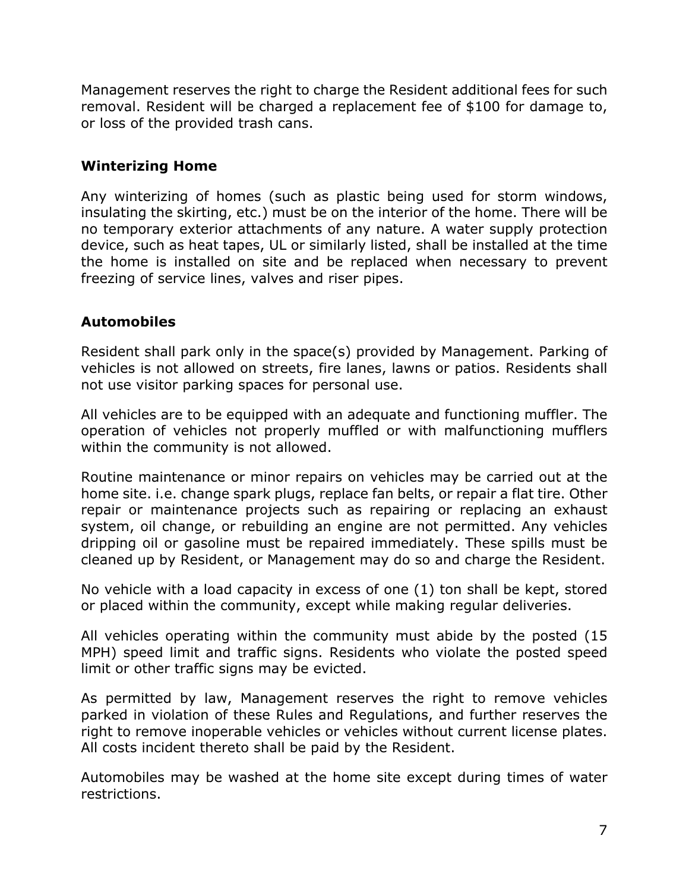Management reserves the right to charge the Resident additional fees for such removal. Resident will be charged a replacement fee of $100 for damage to, or loss of the provided trash cans.

### Winterizing Home

Any winterizing of homes (such as plastic being used for storm windows, insulating the skirting, etc.) must be on the interior of the home. There will be no temporary exterior attachments of any nature. A water supply protection device, such as heat tapes, UL or similarly listed, shall be installed at the time the home is installed on site and be replaced when necessary to prevent freezing of service lines, valves and riser pipes.

### Automobiles

Resident shall park only in the space(s) provided by Management. Parking of vehicles is not allowed on streets, fire lanes, lawns or patios. Residents shall not use visitor parking spaces for personal use.

All vehicles are to be equipped with an adequate and functioning muffler. The operation of vehicles not properly muffled or with malfunctioning mufflers within the community is not allowed.

Routine maintenance or minor repairs on vehicles may be carried out at the home site. i.e. change spark plugs, replace fan belts, or repair a flat tire. Other repair or maintenance projects such as repairing or replacing an exhaust system, oil change, or rebuilding an engine are not permitted. Any vehicles dripping oil or gasoline must be repaired immediately. These spills must be cleaned up by Resident, or Management may do so and charge the Resident.

No vehicle with a load capacity in excess of one (1) ton shall be kept, stored or placed within the community, except while making regular deliveries.

All vehicles operating within the community must abide by the posted (15 MPH) speed limit and traffic signs. Residents who violate the posted speed limit or other traffic signs may be evicted.

As permitted by law, Management reserves the right to remove vehicles parked in violation of these Rules and Regulations, and further reserves the right to remove inoperable vehicles or vehicles without current license plates. All costs incident thereto shall be paid by the Resident.

Automobiles may be washed at the home site except during times of water restrictions.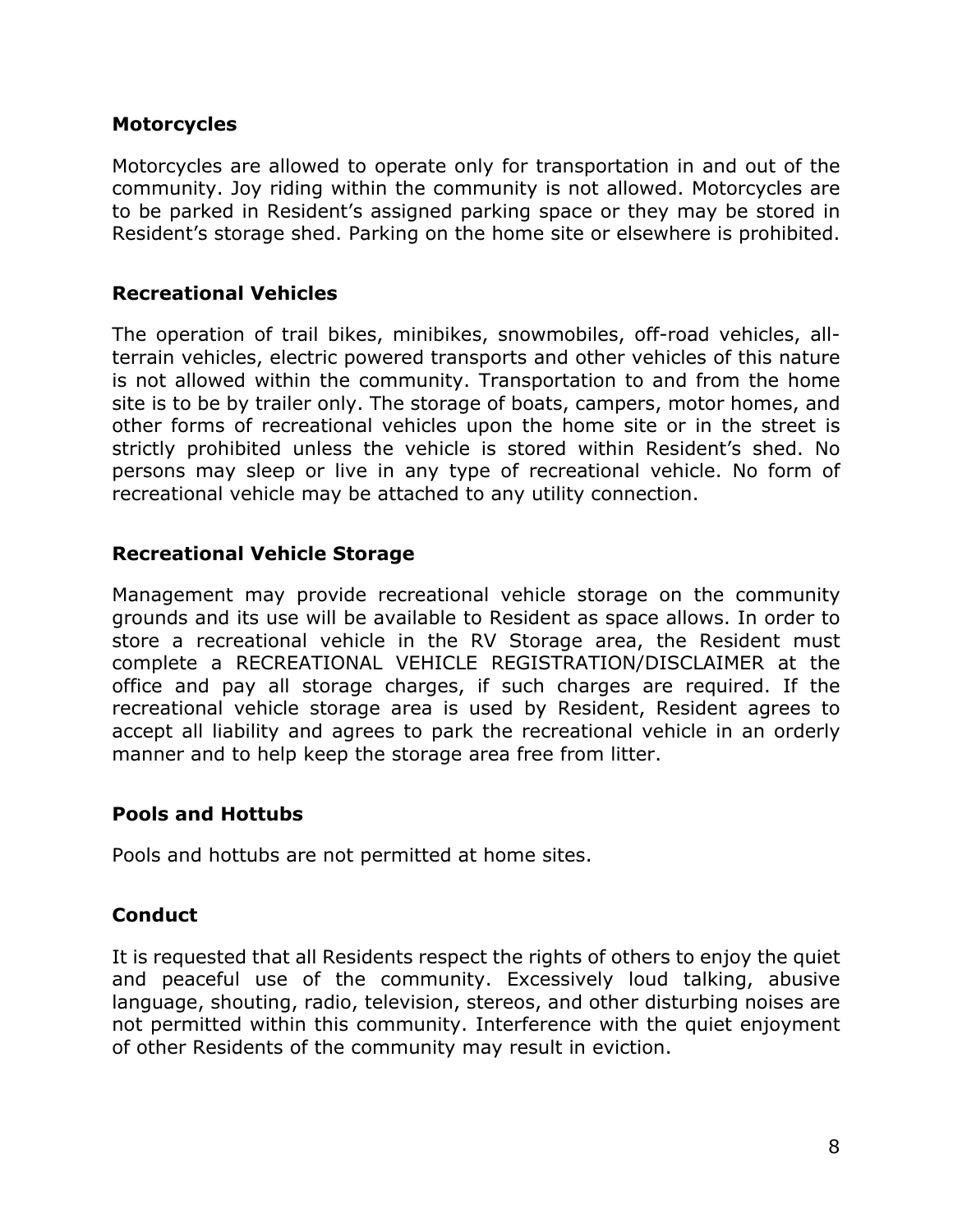### Motorcycles

Motorcycles are allowed to operate only for transportation in and out of the community. Joy riding within the community is not allowed. Motorcycles are to be parked in Resident's assigned parking space or they may be stored in Resident's storage shed. Parking on the home site or elsewhere is prohibited.

### Recreational Vehicles

The operation of trail bikes, minibikes, snowmobiles, off-road vehicles, all-terrain vehicles, electric powered transports and other vehicles of this nature is not allowed within the community. Transportation to and from the home site is to be by trailer only. The storage of boats, campers, motor homes, and other forms of recreational vehicles upon the home site or in the street is strictly prohibited unless the vehicle is stored within Resident's shed. No persons may sleep or live in any type of recreational vehicle. No form of recreational vehicle may be attached to any utility connection.

### Recreational Vehicle Storage

Management may provide recreational vehicle storage on the community grounds and its use will be available to Resident as space allows. In order to store a recreational vehicle in the RV Storage area, the Resident must complete a RECREATIONAL VEHICLE REGISTRATION/DISCLAIMER at the office and pay all storage charges, if such charges are required. If the recreational vehicle storage area is used by Resident, Resident agrees to accept all liability and agrees to park the recreational vehicle in an orderly manner and to help keep the storage area free from litter.

### Pools and Hottubs

Pools and hottubs are not permitted at home sites.

### Conduct

It is requested that all Residents respect the rights of others to enjoy the quiet and peaceful use of the community. Excessively loud talking, abusive language, shouting, radio, television, stereos, and other disturbing noises are not permitted within this community. Interference with the quiet enjoyment of other Residents of the community may result in eviction.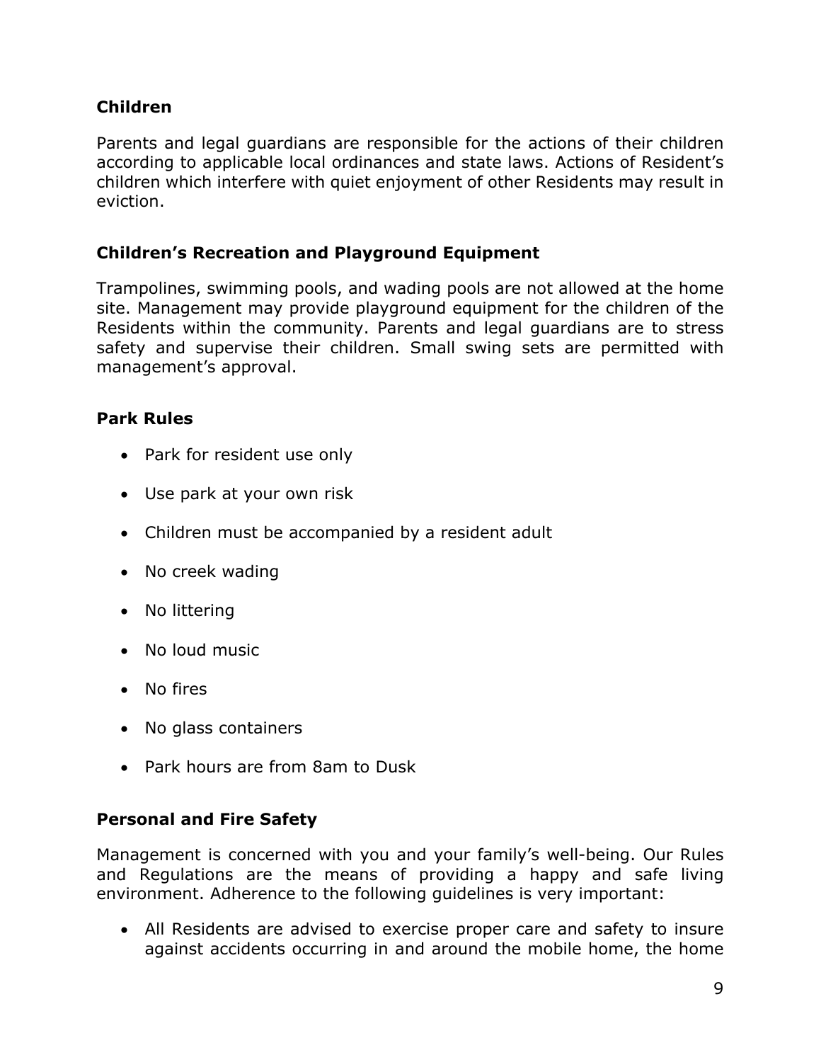### Children

Parents and legal guardians are responsible for the actions of their children according to applicable local ordinances and state laws. Actions of Resident's children which interfere with quiet enjoyment of other Residents may result in eviction.

### Children's Recreation and Playground Equipment

Trampolines, swimming pools, and wading pools are not allowed at the home site. Management may provide playground equipment for the children of the Residents within the community. Parents and legal guardians are to stress safety and supervise their children. Small swing sets are permitted with management's approval.

### Park Rules

- Park for resident use only
- Use park at your own risk
- Children must be accompanied by a resident adult
- No creek wading
- No littering
- No loud music
- No fires
- No glass containers
- Park hours are from 8am to Dusk

### Personal and Fire Safety

Management is concerned with you and your family's well-being. Our Rules and Regulations are the means of providing a happy and safe living environment. Adherence to the following guidelines is very important:

- All Residents are advised to exercise proper care and safety to insure against accidents occurring in and around the mobile home, the home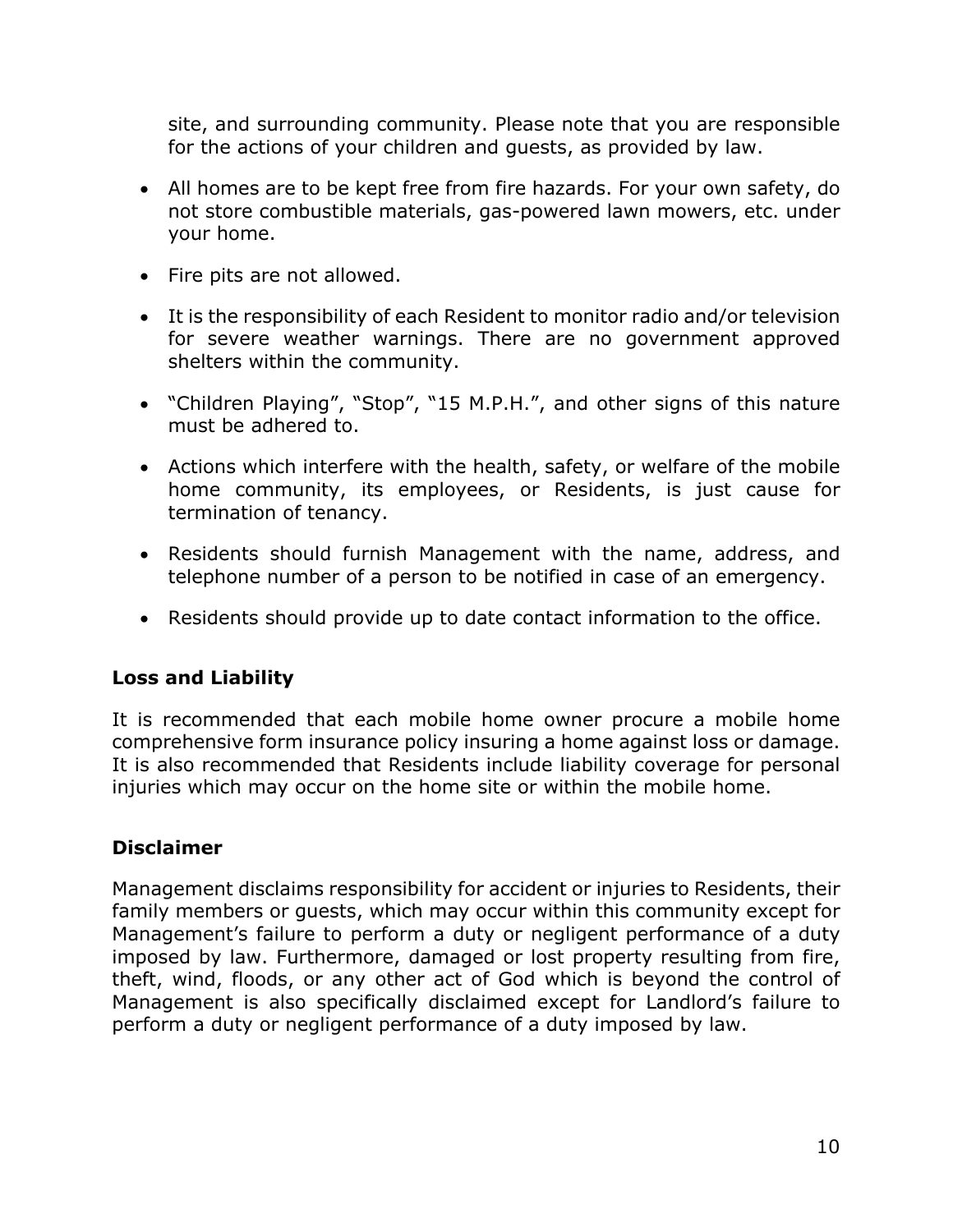site, and surrounding community. Please note that you are responsible for the actions of your children and guests, as provided by law.

- All homes are to be kept free from fire hazards. For your own safety, do not store combustible materials, gas-powered lawn mowers, etc. under your home.
- Fire pits are not allowed.
- It is the responsibility of each Resident to monitor radio and/or television for severe weather warnings. There are no government approved shelters within the community.
- "Children Playing", "Stop", "15 M.P.H.", and other signs of this nature must be adhered to.
- Actions which interfere with the health, safety, or welfare of the mobile home community, its employees, or Residents, is just cause for termination of tenancy.
- Residents should furnish Management with the name, address, and telephone number of a person to be notified in case of an emergency.
- Residents should provide up to date contact information to the office.

## Loss and Liability

It is recommended that each mobile home owner procure a mobile home comprehensive form insurance policy insuring a home against loss or damage. It is also recommended that Residents include liability coverage for personal injuries which may occur on the home site or within the mobile home.

## Disclaimer

Management disclaims responsibility for accident or injuries to Residents, their family members or guests, which may occur within this community except for Management's failure to perform a duty or negligent performance of a duty imposed by law. Furthermore, damaged or lost property resulting from fire, theft, wind, floods, or any other act of God which is beyond the control of Management is also specifically disclaimed except for Landlord's failure to perform a duty or negligent performance of a duty imposed by law.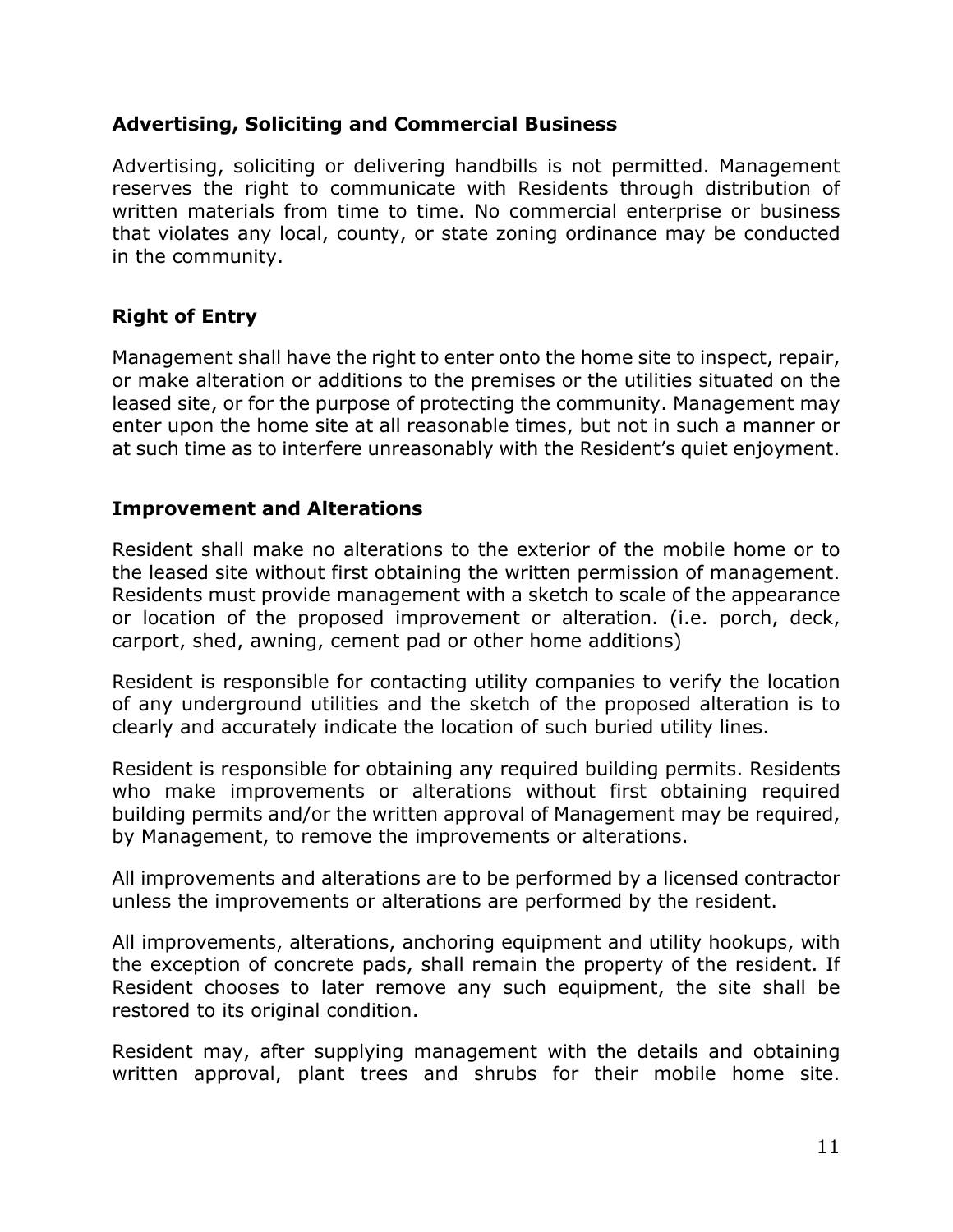## Advertising, Soliciting and Commercial Business

Advertising, soliciting or delivering handbills is not permitted. Management reserves the right to communicate with Residents through distribution of written materials from time to time. No commercial enterprise or business that violates any local, county, or state zoning ordinance may be conducted in the community.

## Right of Entry

Management shall have the right to enter onto the home site to inspect, repair, or make alteration or additions to the premises or the utilities situated on the leased site, or for the purpose of protecting the community. Management may enter upon the home site at all reasonable times, but not in such a manner or at such time as to interfere unreasonably with the Resident's quiet enjoyment.

## Improvement and Alterations

Resident shall make no alterations to the exterior of the mobile home or to the leased site without first obtaining the written permission of management. Residents must provide management with a sketch to scale of the appearance or location of the proposed improvement or alteration. (i.e. porch, deck, carport, shed, awning, cement pad or other home additions)

Resident is responsible for contacting utility companies to verify the location of any underground utilities and the sketch of the proposed alteration is to clearly and accurately indicate the location of such buried utility lines.

Resident is responsible for obtaining any required building permits. Residents who make improvements or alterations without first obtaining required building permits and/or the written approval of Management may be required, by Management, to remove the improvements or alterations.

All improvements and alterations are to be performed by a licensed contractor unless the improvements or alterations are performed by the resident.

All improvements, alterations, anchoring equipment and utility hookups, with the exception of concrete pads, shall remain the property of the resident. If Resident chooses to later remove any such equipment, the site shall be restored to its original condition.

Resident may, after supplying management with the details and obtaining written approval, plant trees and shrubs for their mobile home site.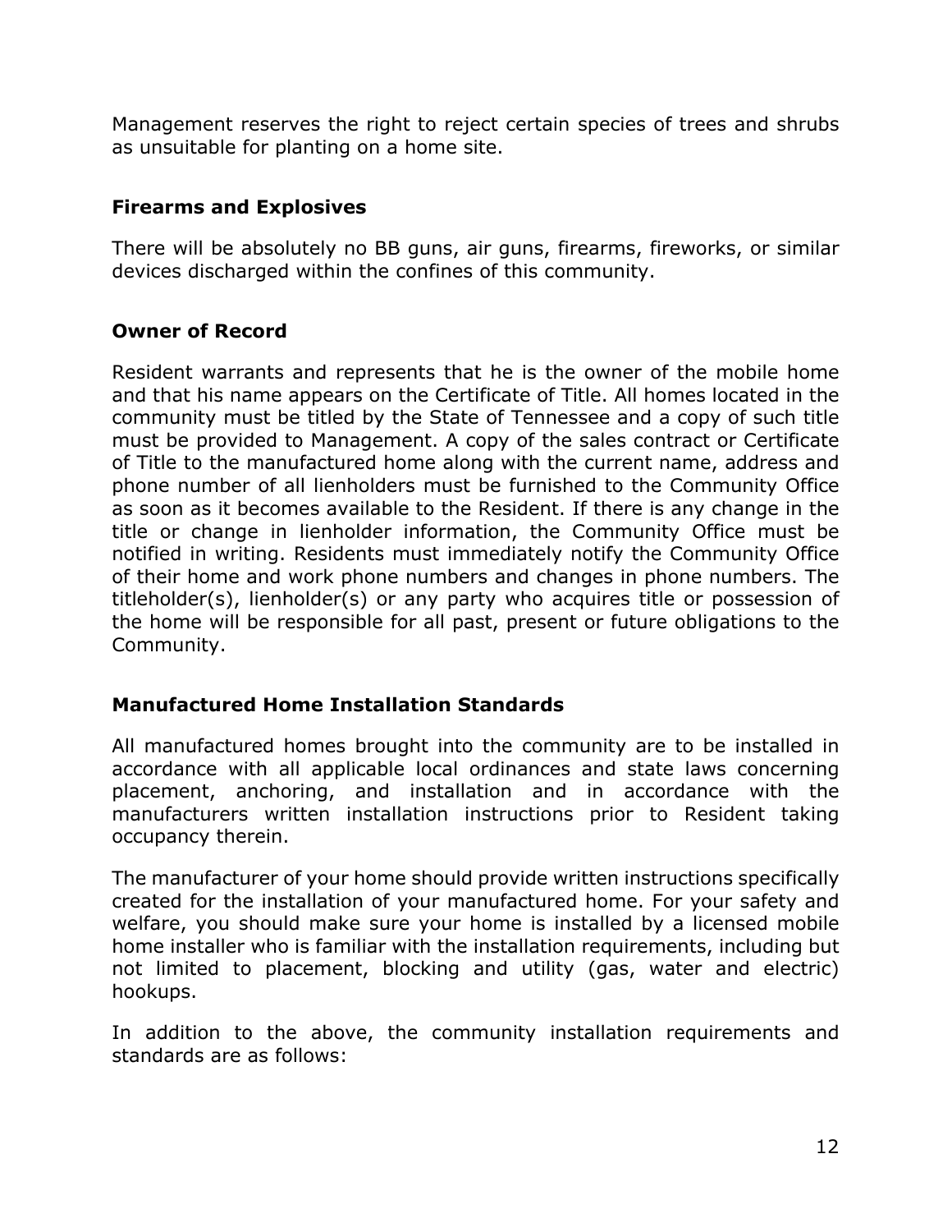Management reserves the right to reject certain species of trees and shrubs as unsuitable for planting on a home site.

### Firearms and Explosives

There will be absolutely no BB guns, air guns, firearms, fireworks, or similar devices discharged within the confines of this community.

### Owner of Record

Resident warrants and represents that he is the owner of the mobile home and that his name appears on the Certificate of Title. All homes located in the community must be titled by the State of Tennessee and a copy of such title must be provided to Management. A copy of the sales contract or Certificate of Title to the manufactured home along with the current name, address and phone number of all lienholders must be furnished to the Community Office as soon as it becomes available to the Resident. If there is any change in the title or change in lienholder information, the Community Office must be notified in writing. Residents must immediately notify the Community Office of their home and work phone numbers and changes in phone numbers. The titleholder(s), lienholder(s) or any party who acquires title or possession of the home will be responsible for all past, present or future obligations to the Community.

### Manufactured Home Installation Standards

All manufactured homes brought into the community are to be installed in accordance with all applicable local ordinances and state laws concerning placement, anchoring, and installation and in accordance with the manufacturers written installation instructions prior to Resident taking occupancy therein.

The manufacturer of your home should provide written instructions specifically created for the installation of your manufactured home. For your safety and welfare, you should make sure your home is installed by a licensed mobile home installer who is familiar with the installation requirements, including but not limited to placement, blocking and utility (gas, water and electric) hookups.

In addition to the above, the community installation requirements and standards are as follows: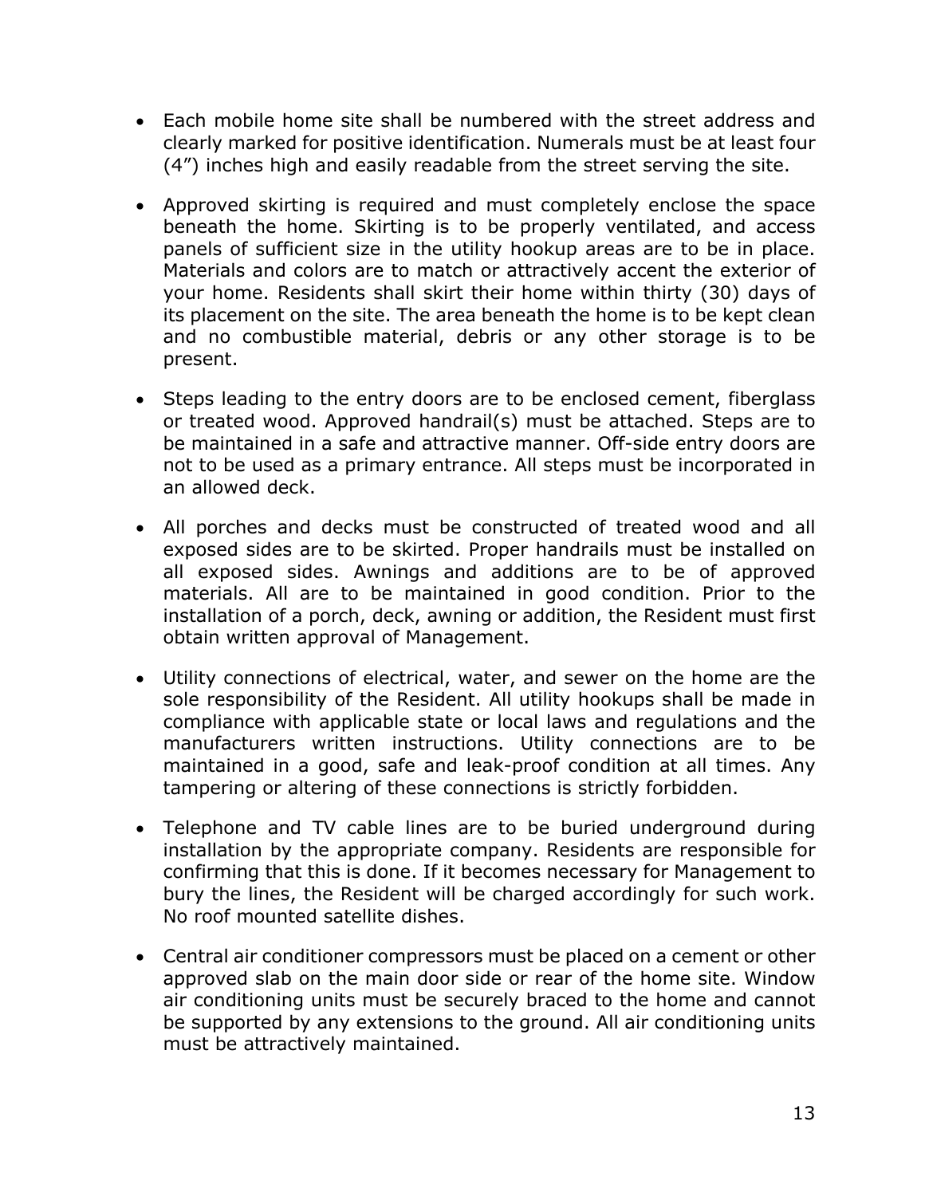- Each mobile home site shall be numbered with the street address and clearly marked for positive identification. Numerals must be at least four (4") inches high and easily readable from the street serving the site.

- Approved skirting is required and must completely enclose the space beneath the home. Skirting is to be properly ventilated, and access panels of sufficient size in the utility hookup areas are to be in place. Materials and colors are to match or attractively accent the exterior of your home. Residents shall skirt their home within thirty (30) days of its placement on the site. The area beneath the home is to be kept clean and no combustible material, debris or any other storage is to be present.

- Steps leading to the entry doors are to be enclosed cement, fiberglass or treated wood. Approved handrail(s) must be attached. Steps are to be maintained in a safe and attractive manner. Off-side entry doors are not to be used as a primary entrance. All steps must be incorporated in an allowed deck.

- All porches and decks must be constructed of treated wood and all exposed sides are to be skirted. Proper handrails must be installed on all exposed sides. Awnings and additions are to be of approved materials. All are to be maintained in good condition. Prior to the installation of a porch, deck, awning or addition, the Resident must first obtain written approval of Management.

- Utility connections of electrical, water, and sewer on the home are the sole responsibility of the Resident. All utility hookups shall be made in compliance with applicable state or local laws and regulations and the manufacturers written instructions. Utility connections are to be maintained in a good, safe and leak-proof condition at all times. Any tampering or altering of these connections is strictly forbidden.

- Telephone and TV cable lines are to be buried underground during installation by the appropriate company. Residents are responsible for confirming that this is done. If it becomes necessary for Management to bury the lines, the Resident will be charged accordingly for such work. No roof mounted satellite dishes.

- Central air conditioner compressors must be placed on a cement or other approved slab on the main door side or rear of the home site. Window air conditioning units must be securely braced to the home and cannot be supported by any extensions to the ground. All air conditioning units must be attractively maintained.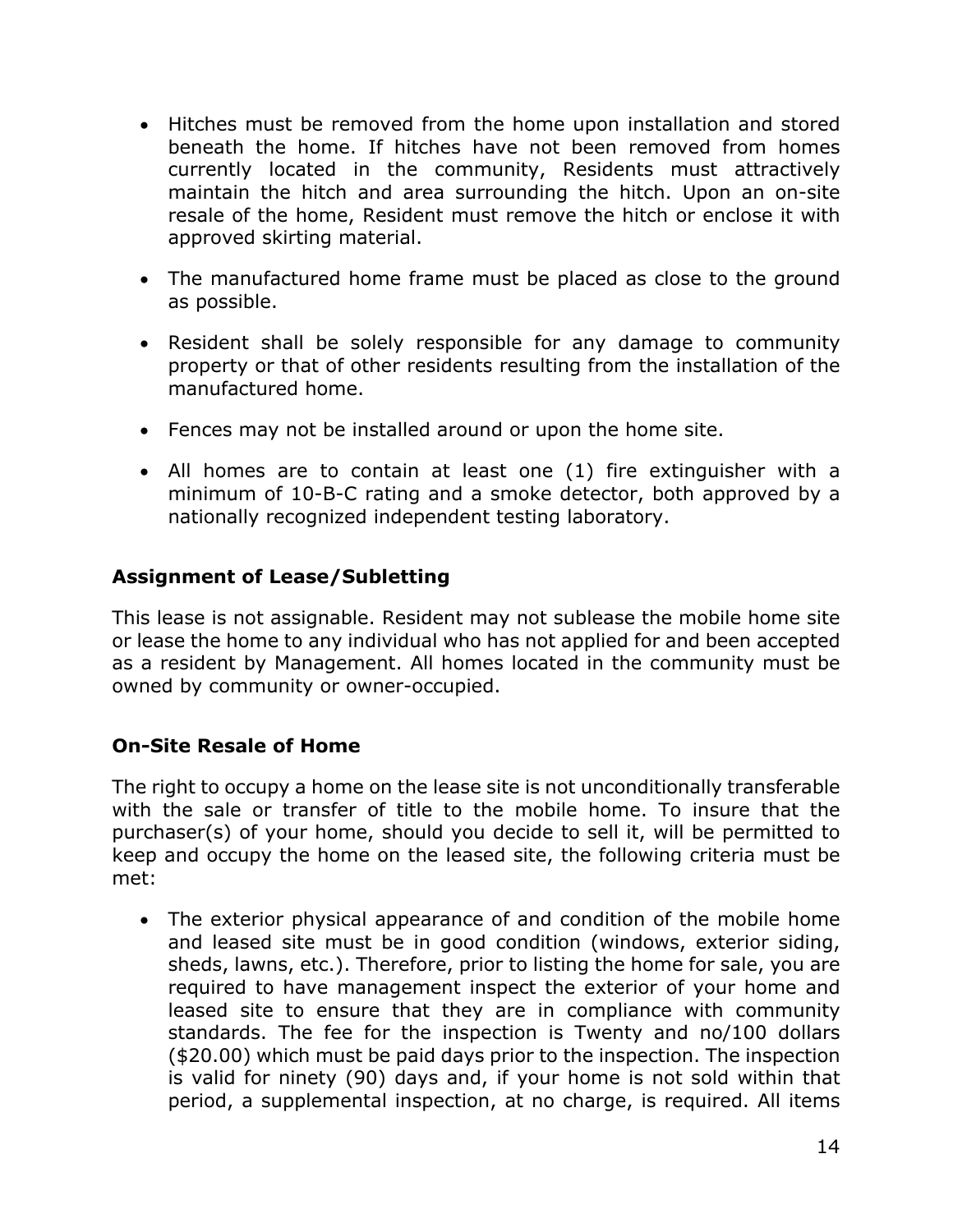- Hitches must be removed from the home upon installation and stored beneath the home. If hitches have not been removed from homes currently located in the community, Residents must attractively maintain the hitch and area surrounding the hitch. Upon an on-site resale of the home, Resident must remove the hitch or enclose it with approved skirting material.
- The manufactured home frame must be placed as close to the ground as possible.
- Resident shall be solely responsible for any damage to community property or that of other residents resulting from the installation of the manufactured home.
- Fences may not be installed around or upon the home site.
- All homes are to contain at least one (1) fire extinguisher with a minimum of 10-B-C rating and a smoke detector, both approved by a nationally recognized independent testing laboratory.

### Assignment of Lease/Subletting

This lease is not assignable. Resident may not sublease the mobile home site or lease the home to any individual who has not applied for and been accepted as a resident by Management. All homes located in the community must be owned by community or owner-occupied.

### On-Site Resale of Home

The right to occupy a home on the lease site is not unconditionally transferable with the sale or transfer of title to the mobile home. To insure that the purchaser(s) of your home, should you decide to sell it, will be permitted to keep and occupy the home on the leased site, the following criteria must be met:

- The exterior physical appearance of and condition of the mobile home and leased site must be in good condition (windows, exterior siding, sheds, lawns, etc.). Therefore, prior to listing the home for sale, you are required to have management inspect the exterior of your home and leased site to ensure that they are in compliance with community standards. The fee for the inspection is Twenty and no/100 dollars ($20.00) which must be paid days prior to the inspection. The inspection is valid for ninety (90) days and, if your home is not sold within that period, a supplemental inspection, at no charge, is required. All items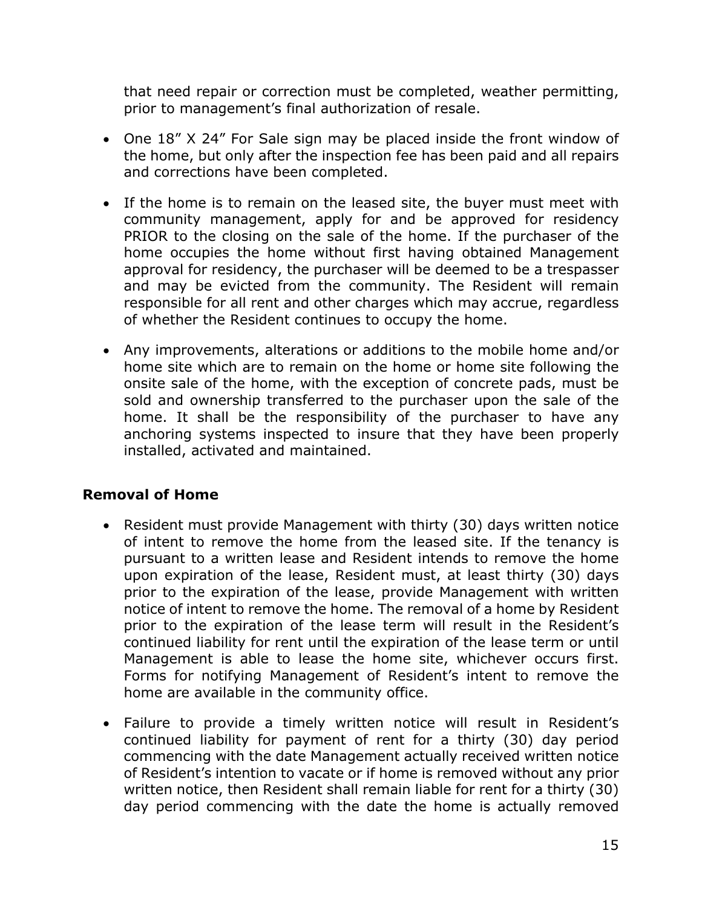that need repair or correction must be completed, weather permitting, prior to management's final authorization of resale.

- One 18" X 24" For Sale sign may be placed inside the front window of the home, but only after the inspection fee has been paid and all repairs and corrections have been completed.
- If the home is to remain on the leased site, the buyer must meet with community management, apply for and be approved for residency PRIOR to the closing on the sale of the home. If the purchaser of the home occupies the home without first having obtained Management approval for residency, the purchaser will be deemed to be a trespasser and may be evicted from the community. The Resident will remain responsible for all rent and other charges which may accrue, regardless of whether the Resident continues to occupy the home.
- Any improvements, alterations or additions to the mobile home and/or home site which are to remain on the home or home site following the onsite sale of the home, with the exception of concrete pads, must be sold and ownership transferred to the purchaser upon the sale of the home. It shall be the responsibility of the purchaser to have any anchoring systems inspected to insure that they have been properly installed, activated and maintained.

## Removal of Home

- Resident must provide Management with thirty (30) days written notice of intent to remove the home from the leased site. If the tenancy is pursuant to a written lease and Resident intends to remove the home upon expiration of the lease, Resident must, at least thirty (30) days prior to the expiration of the lease, provide Management with written notice of intent to remove the home. The removal of a home by Resident prior to the expiration of the lease term will result in the Resident's continued liability for rent until the expiration of the lease term or until Management is able to lease the home site, whichever occurs first. Forms for notifying Management of Resident's intent to remove the home are available in the community office.
- Failure to provide a timely written notice will result in Resident's continued liability for payment of rent for a thirty (30) day period commencing with the date Management actually received written notice of Resident's intention to vacate or if home is removed without any prior written notice, then Resident shall remain liable for rent for a thirty (30) day period commencing with the date the home is actually removed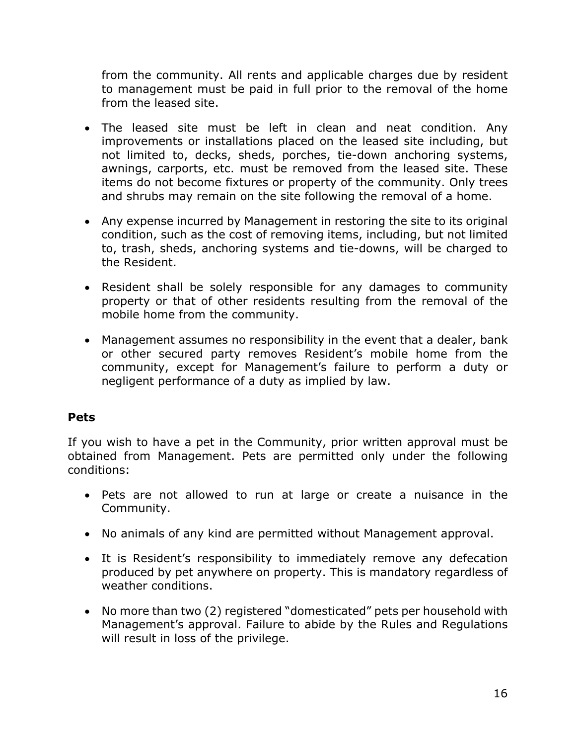from the community. All rents and applicable charges due by resident to management must be paid in full prior to the removal of the home from the leased site.

- The leased site must be left in clean and neat condition. Any improvements or installations placed on the leased site including, but not limited to, decks, sheds, porches, tie-down anchoring systems, awnings, carports, etc. must be removed from the leased site. These items do not become fixtures or property of the community. Only trees and shrubs may remain on the site following the removal of a home.

- Any expense incurred by Management in restoring the site to its original condition, such as the cost of removing items, including, but not limited to, trash, sheds, anchoring systems and tie-downs, will be charged to the Resident.

- Resident shall be solely responsible for any damages to community property or that of other residents resulting from the removal of the mobile home from the community.

- Management assumes no responsibility in the event that a dealer, bank or other secured party removes Resident's mobile home from the community, except for Management's failure to perform a duty or negligent performance of a duty as implied by law.

**Pets**

If you wish to have a pet in the Community, prior written approval must be obtained from Management. Pets are permitted only under the following conditions:

- Pets are not allowed to run at large or create a nuisance in the Community.

- No animals of any kind are permitted without Management approval.

- It is Resident's responsibility to immediately remove any defecation produced by pet anywhere on property. This is mandatory regardless of weather conditions.

- No more than two (2) registered "domesticated" pets per household with Management's approval. Failure to abide by the Rules and Regulations will result in loss of the privilege.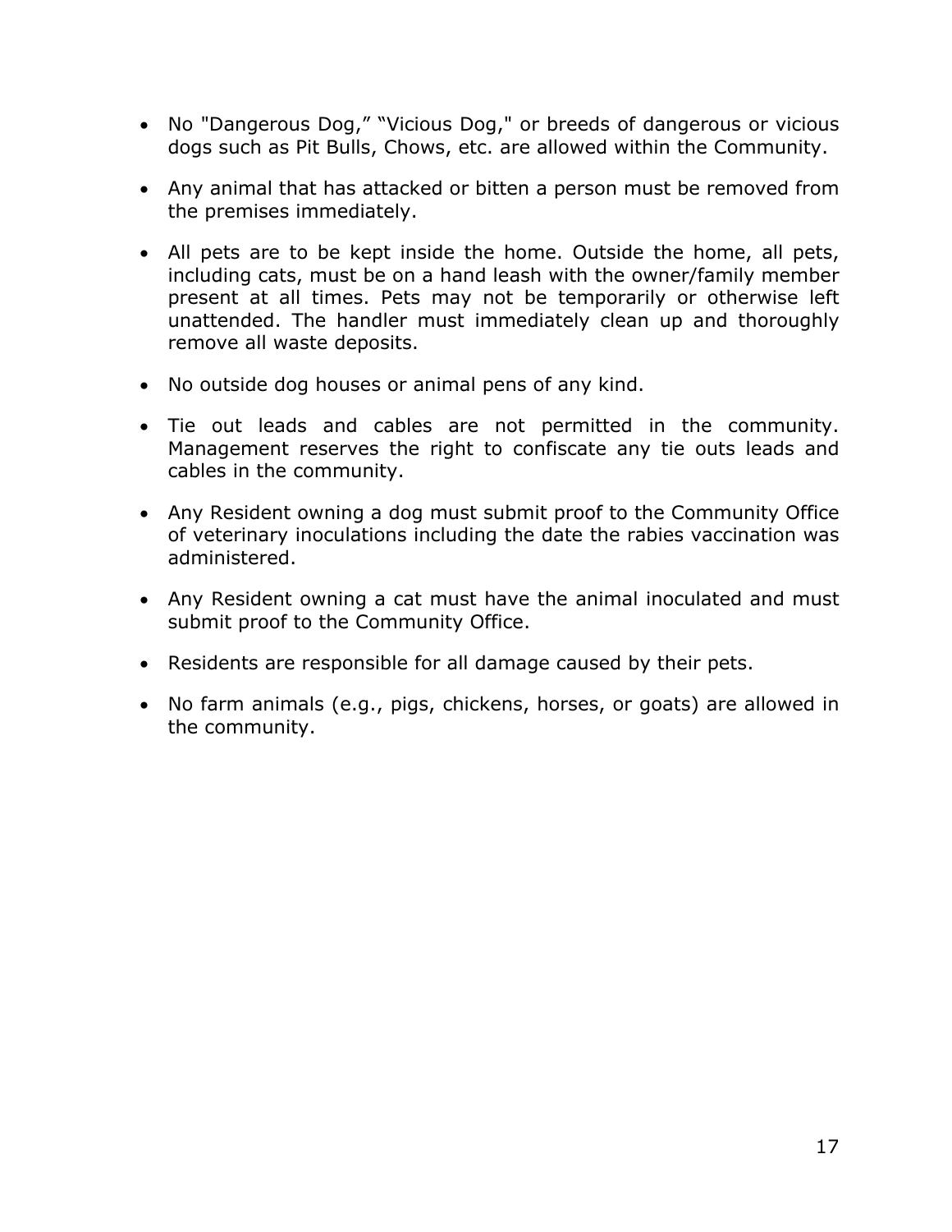- No "Dangerous Dog," "Vicious Dog," or breeds of dangerous or vicious dogs such as Pit Bulls, Chows, etc. are allowed within the Community.

- Any animal that has attacked or bitten a person must be removed from the premises immediately.

- All pets are to be kept inside the home. Outside the home, all pets, including cats, must be on a hand leash with the owner/family member present at all times. Pets may not be temporarily or otherwise left unattended. The handler must immediately clean up and thoroughly remove all waste deposits.

- No outside dog houses or animal pens of any kind.

- Tie out leads and cables are not permitted in the community. Management reserves the right to confiscate any tie outs leads and cables in the community.

- Any Resident owning a dog must submit proof to the Community Office of veterinary inoculations including the date the rabies vaccination was administered.

- Any Resident owning a cat must have the animal inoculated and must submit proof to the Community Office.

- Residents are responsible for all damage caused by their pets.

- No farm animals (e.g., pigs, chickens, horses, or goats) are allowed in the community.